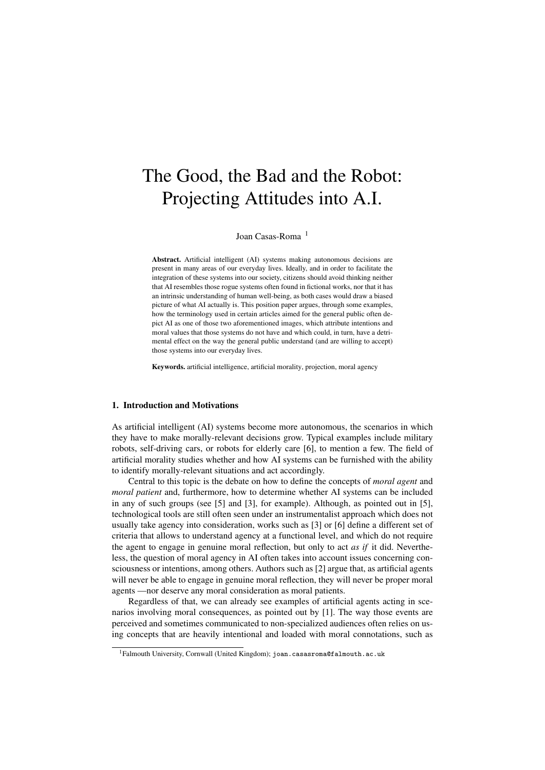# The Good, the Bad and the Robot: Projecting Attitudes into A.I.

Joan Casas-Roma [1]

**Abstract.** Artificial intelligent (AI) systems making autonomous decisions are present in many areas of our everyday lives. Ideally, and in order to facilitate the integration of these systems into our society, citizens should avoid thinking neither that AI resembles those rogue systems often found in fictional works, nor that it has an intrinsic understanding of human well-being, as both cases would draw a biased picture of what AI actually is. This position paper argues, through some examples, how the terminology used in certain articles aimed for the general public often depict AI as one of those two aforementioned images, which attribute intentions and moral values that those systems do not have and which could, in turn, have a detrimental effect on the way the general public understand (and are willing to accept) those systems into our everyday lives.

**Keywords.** artificial intelligence, artificial morality, projection, moral agency

## 1. Introduction and Motivations

As artificial intelligent (AI) systems become more autonomous, the scenarios in which they have to make morally-relevant decisions grow. Typical examples include military robots, self-driving cars, or robots for elderly care [6], to mention a few. The field of artificial morality studies whether and how AI systems can be furnished with the ability to identify morally-relevant situations and act accordingly.

Central to this topic is the debate on how to define the concepts of *moral agent* and *moral patient* and, furthermore, how to determine whether AI systems can be included in any of such groups (see [5] and [3], for example). Although, as pointed out in [5], technological tools are still often seen under an instrumentalist approach which does not usually take agency into consideration, works such as [3] or [6] define a different set of criteria that allows to understand agency at a functional level, and which do not require the agent to engage in genuine moral reflection, but only to act *as if* it did. Nevertheless, the question of moral agency in AI often takes into account issues concerning consciousness or intentions, among others. Authors such as [2] argue that, as artificial agents will never be able to engage in genuine moral reflection, they will never be proper moral agents —nor deserve any moral consideration as moral patients.

Regardless of that, we can already see examples of artificial agents acting in scenarios involving moral consequences, as pointed out by [1]. The way those events are perceived and sometimes communicated to non-specialized audiences often relies on using concepts that are heavily intentional and loaded with moral connotations, such as

[1] Falmouth University, Cornwall (United Kingdom); `joan.casasroma@falmouth.ac.uk`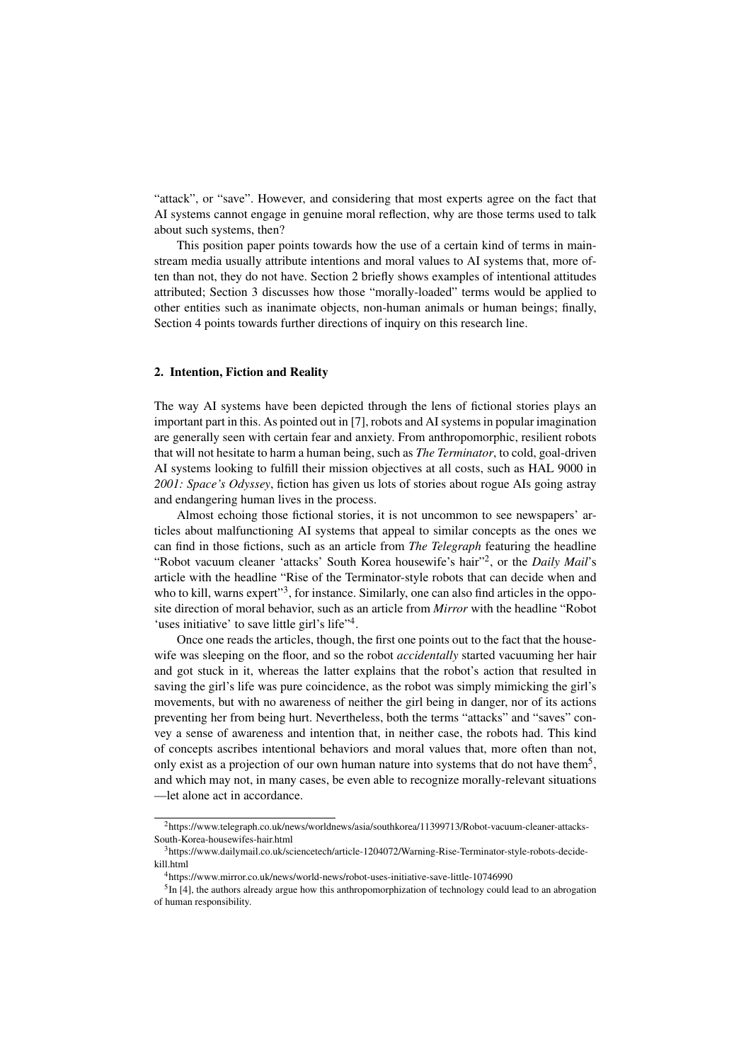"attack", or "save". However, and considering that most experts agree on the fact that AI systems cannot engage in genuine moral reflection, why are those terms used to talk about such systems, then?

This position paper points towards how the use of a certain kind of terms in mainstream media usually attribute intentions and moral values to AI systems that, more often than not, they do not have. Section 2 briefly shows examples of intentional attitudes attributed; Section 3 discusses how those "morally-loaded" terms would be applied to other entities such as inanimate objects, non-human animals or human beings; finally, Section 4 points towards further directions of inquiry on this research line.

## 2. Intention, Fiction and Reality

The way AI systems have been depicted through the lens of fictional stories plays an important part in this. As pointed out in [7], robots and AI systems in popular imagination are generally seen with certain fear and anxiety. From anthropomorphic, resilient robots that will not hesitate to harm a human being, such as *The Terminator*, to cold, goal-driven AI systems looking to fulfill their mission objectives at all costs, such as HAL 9000 in *2001: Space's Odyssey*, fiction has given us lots of stories about rogue AIs going astray and endangering human lives in the process.

Almost echoing those fictional stories, it is not uncommon to see newspapers' articles about malfunctioning AI systems that appeal to similar concepts as the ones we can find in those fictions, such as an article from *The Telegraph* featuring the headline "Robot vacuum cleaner 'attacks' South Korea housewife's hair"[2], or the *Daily Mail*'s article with the headline "Rise of the Terminator-style robots that can decide when and who to kill, warns expert"[3], for instance. Similarly, one can also find articles in the opposite direction of moral behavior, such as an article from *Mirror* with the headline "Robot 'uses initiative' to save little girl's life"[4].

Once one reads the articles, though, the first one points out to the fact that the housewife was sleeping on the floor, and so the robot *accidentally* started vacuuming her hair and got stuck in it, whereas the latter explains that the robot's action that resulted in saving the girl's life was pure coincidence, as the robot was simply mimicking the girl's movements, but with no awareness of neither the girl being in danger, nor of its actions preventing her from being hurt. Nevertheless, both the terms "attacks" and "saves" convey a sense of awareness and intention that, in neither case, the robots had. This kind of concepts ascribes intentional behaviors and moral values that, more often than not, only exist as a projection of our own human nature into systems that do not have them[5], and which may not, in many cases, be even able to recognize morally-relevant situations —let alone act in accordance.

---

[2] https://www.telegraph.co.uk/news/worldnews/asia/southkorea/11399713/Robot-vacuum-cleaner-attacks-South-Korea-housewifes-hair.html

[3] https://www.dailymail.co.uk/sciencetech/article-1204072/Warning-Rise-Terminator-style-robots-decide-kill.html

[4] https://www.mirror.co.uk/news/world-news/robot-uses-initiative-save-little-10746990

[5] In [4], the authors already argue how this anthropomorphization of technology could lead to an abrogation of human responsibility.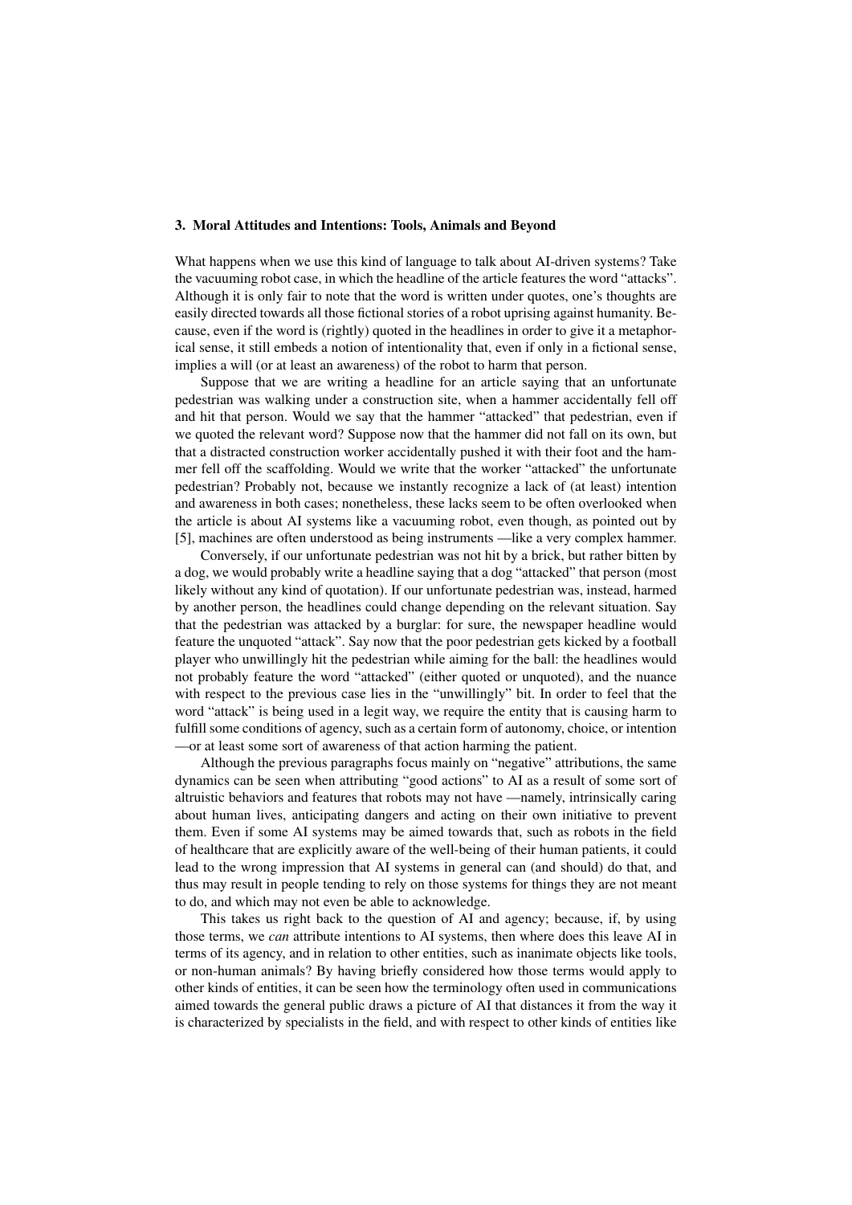### 3. Moral Attitudes and Intentions: Tools, Animals and Beyond

What happens when we use this kind of language to talk about AI-driven systems? Take the vacuuming robot case, in which the headline of the article features the word “attacks”. Although it is only fair to note that the word is written under quotes, one’s thoughts are easily directed towards all those fictional stories of a robot uprising against humanity. Because, even if the word is (rightly) quoted in the headlines in order to give it a metaphorical sense, it still embeds a notion of intentionality that, even if only in a fictional sense, implies a will (or at least an awareness) of the robot to harm that person.

Suppose that we are writing a headline for an article saying that an unfortunate pedestrian was walking under a construction site, when a hammer accidentally fell off and hit that person. Would we say that the hammer “attacked” that pedestrian, even if we quoted the relevant word? Suppose now that the hammer did not fall on its own, but that a distracted construction worker accidentally pushed it with their foot and the hammer fell off the scaffolding. Would we write that the worker “attacked” the unfortunate pedestrian? Probably not, because we instantly recognize a lack of (at least) intention and awareness in both cases; nonetheless, these lacks seem to be often overlooked when the article is about AI systems like a vacuuming robot, even though, as pointed out by [5], machines are often understood as being instruments —like a very complex hammer.

Conversely, if our unfortunate pedestrian was not hit by a brick, but rather bitten by a dog, we would probably write a headline saying that a dog “attacked” that person (most likely without any kind of quotation). If our unfortunate pedestrian was, instead, harmed by another person, the headlines could change depending on the relevant situation. Say that the pedestrian was attacked by a burglar: for sure, the newspaper headline would feature the unquoted “attack”. Say now that the poor pedestrian gets kicked by a football player who unwillingly hit the pedestrian while aiming for the ball: the headlines would not probably feature the word “attacked” (either quoted or unquoted), and the nuance with respect to the previous case lies in the “unwillingly” bit. In order to feel that the word “attack” is being used in a legit way, we require the entity that is causing harm to fulfill some conditions of agency, such as a certain form of autonomy, choice, or intention —or at least some sort of awareness of that action harming the patient.

Although the previous paragraphs focus mainly on “negative” attributions, the same dynamics can be seen when attributing “good actions” to AI as a result of some sort of altruistic behaviors and features that robots may not have —namely, intrinsically caring about human lives, anticipating dangers and acting on their own initiative to prevent them. Even if some AI systems may be aimed towards that, such as robots in the field of healthcare that are explicitly aware of the well-being of their human patients, it could lead to the wrong impression that AI systems in general can (and should) do that, and thus may result in people tending to rely on those systems for things they are not meant to do, and which may not even be able to acknowledge.

This takes us right back to the question of AI and agency; because, if, by using those terms, we *can* attribute intentions to AI systems, then where does this leave AI in terms of its agency, and in relation to other entities, such as inanimate objects like tools, or non-human animals? By having briefly considered how those terms would apply to other kinds of entities, it can be seen how the terminology often used in communications aimed towards the general public draws a picture of AI that distances it from the way it is characterized by specialists in the field, and with respect to other kinds of entities like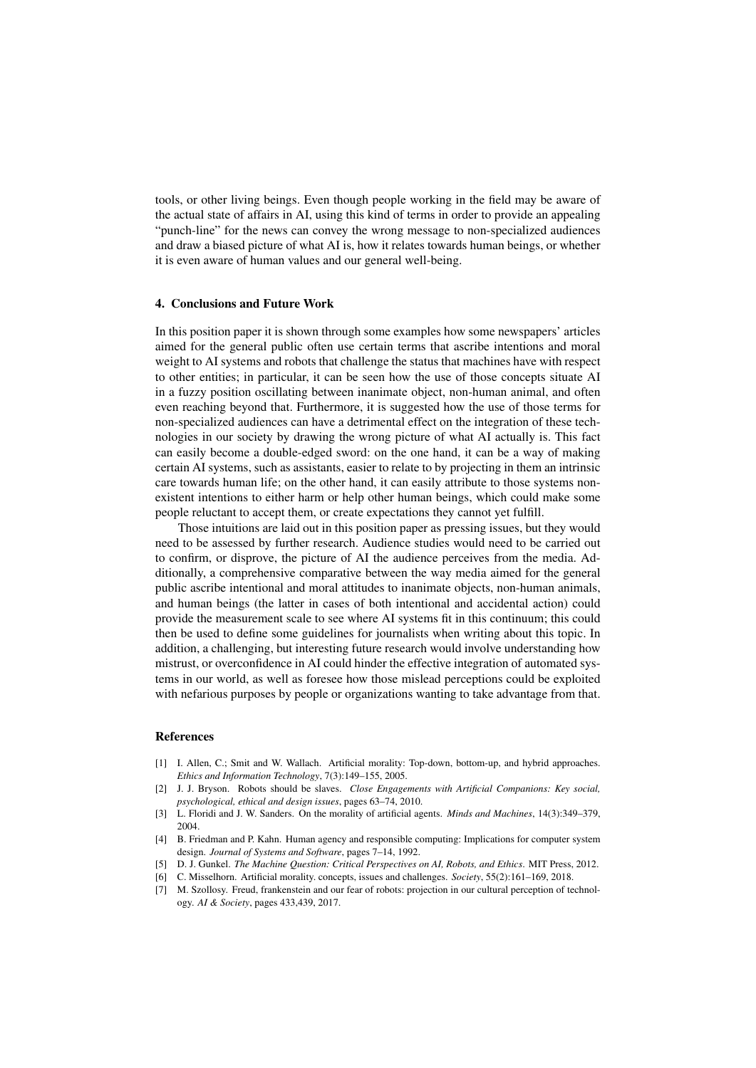tools, or other living beings. Even though people working in the field may be aware of the actual state of affairs in AI, using this kind of terms in order to provide an appealing "punch-line" for the news can convey the wrong message to non-specialized audiences and draw a biased picture of what AI is, how it relates towards human beings, or whether it is even aware of human values and our general well-being.

## 4. Conclusions and Future Work

In this position paper it is shown through some examples how some newspapers' articles aimed for the general public often use certain terms that ascribe intentions and moral weight to AI systems and robots that challenge the status that machines have with respect to other entities; in particular, it can be seen how the use of those concepts situate AI in a fuzzy position oscillating between inanimate object, non-human animal, and often even reaching beyond that. Furthermore, it is suggested how the use of those terms for non-specialized audiences can have a detrimental effect on the integration of these technologies in our society by drawing the wrong picture of what AI actually is. This fact can easily become a double-edged sword: on the one hand, it can be a way of making certain AI systems, such as assistants, easier to relate to by projecting in them an intrinsic care towards human life; on the other hand, it can easily attribute to those systems non-existent intentions to either harm or help other human beings, which could make some people reluctant to accept them, or create expectations they cannot yet fulfill.

Those intuitions are laid out in this position paper as pressing issues, but they would need to be assessed by further research. Audience studies would need to be carried out to confirm, or disprove, the picture of AI the audience perceives from the media. Additionally, a comprehensive comparative between the way media aimed for the general public ascribe intentional and moral attitudes to inanimate objects, non-human animals, and human beings (the latter in cases of both intentional and accidental action) could provide the measurement scale to see where AI systems fit in this continuum; this could then be used to define some guidelines for journalists when writing about this topic. In addition, a challenging, but interesting future research would involve understanding how mistrust, or overconfidence in AI could hinder the effective integration of automated systems in our world, as well as foresee how those mislead perceptions could be exploited with nefarious purposes by people or organizations wanting to take advantage from that.

## References

[1] I. Allen, C.; Smit and W. Wallach. Artificial morality: Top-down, bottom-up, and hybrid approaches. *Ethics and Information Technology*, 7(3):149–155, 2005.

[2] J. J. Bryson. Robots should be slaves. *Close Engagements with Artificial Companions: Key social, psychological, ethical and design issues*, pages 63–74, 2010.

[3] L. Floridi and J. W. Sanders. On the morality of artificial agents. *Minds and Machines*, 14(3):349–379, 2004.

[4] B. Friedman and P. Kahn. Human agency and responsible computing: Implications for computer system design. *Journal of Systems and Software*, pages 7–14, 1992.

[5] D. J. Gunkel. *The Machine Question: Critical Perspectives on AI, Robots, and Ethics*. MIT Press, 2012.

[6] C. Misselhorn. Artificial morality. concepts, issues and challenges. *Society*, 55(2):161–169, 2018.

[7] M. Szollosy. Freud, frankenstein and our fear of robots: projection in our cultural perception of technology. *AI & Society*, pages 433,439, 2017.